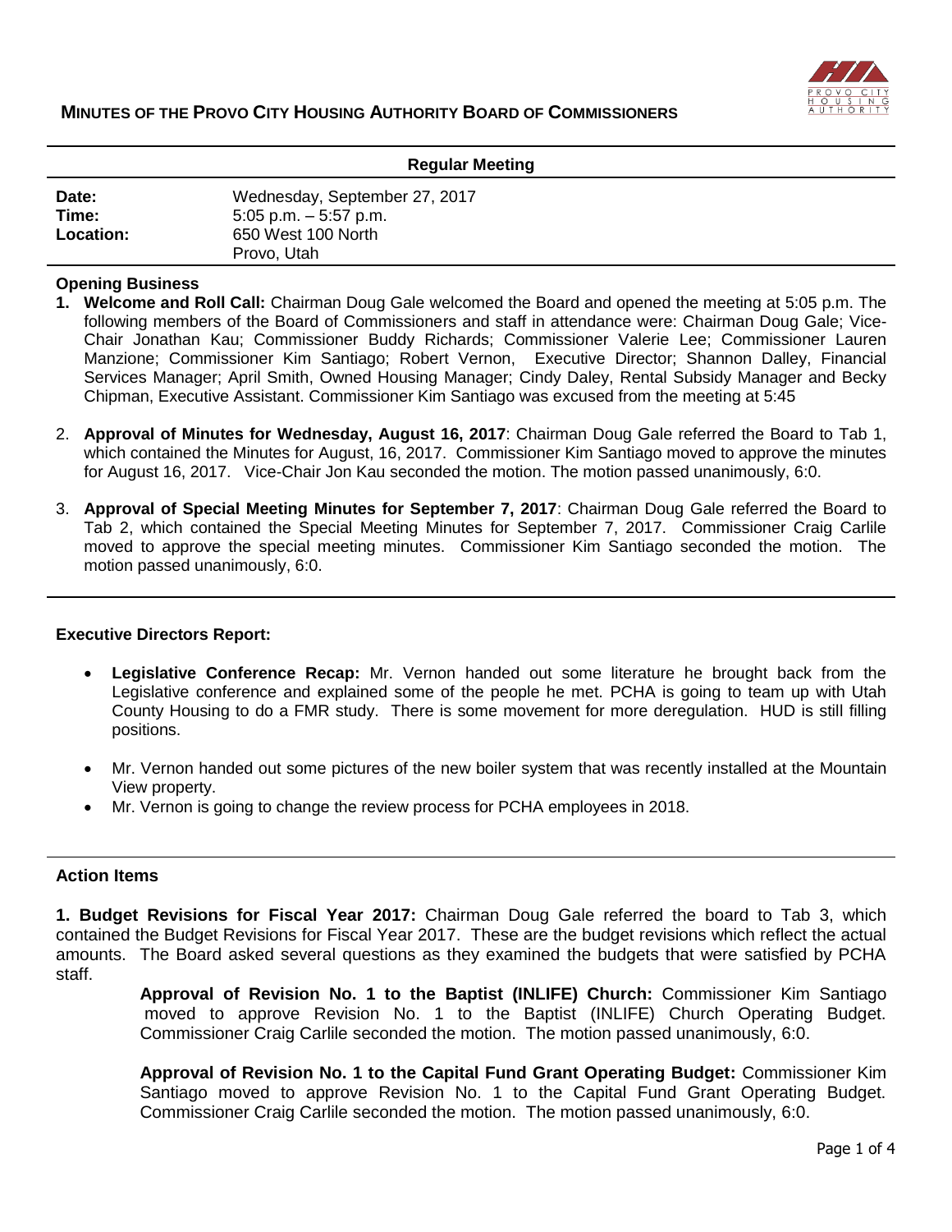# MINUTES OF THE PROVO CITY HOUSING AUTHORITY BOARD OF COMMISSIONERS

## Regular Meeting

| | |
|---|---|
| **Date:** | Wednesday, September 27, 2017 |
| **Time:** | 5:05 p.m. – 5:57 p.m. |
| **Location:** | 650 West 100 North<br>Provo, Utah |

### Opening Business

1. **Welcome and Roll Call:** Chairman Doug Gale welcomed the Board and opened the meeting at 5:05 p.m. The following members of the Board of Commissioners and staff in attendance were: Chairman Doug Gale; Vice-Chair Jonathan Kau; Commissioner Buddy Richards; Commissioner Valerie Lee; Commissioner Lauren Manzione; Commissioner Kim Santiago; Robert Vernon, Executive Director; Shannon Dalley, Financial Services Manager; April Smith, Owned Housing Manager; Cindy Daley, Rental Subsidy Manager and Becky Chipman, Executive Assistant. Commissioner Kim Santiago was excused from the meeting at 5:45

2. **Approval of Minutes for Wednesday, August 16, 2017**: Chairman Doug Gale referred the Board to Tab 1, which contained the Minutes for August, 16, 2017. Commissioner Kim Santiago moved to approve the minutes for August 16, 2017. Vice-Chair Jon Kau seconded the motion. The motion passed unanimously, 6:0.

3. **Approval of Special Meeting Minutes for September 7, 2017**: Chairman Doug Gale referred the Board to Tab 2, which contained the Special Meeting Minutes for September 7, 2017. Commissioner Craig Carlile moved to approve the special meeting minutes. Commissioner Kim Santiago seconded the motion. The motion passed unanimously, 6:0.

### Executive Directors Report:

- **Legislative Conference Recap:** Mr. Vernon handed out some literature he brought back from the Legislative conference and explained some of the people he met. PCHA is going to team up with Utah County Housing to do a FMR study. There is some movement for more deregulation. HUD is still filling positions.

- Mr. Vernon handed out some pictures of the new boiler system that was recently installed at the Mountain View property.
- Mr. Vernon is going to change the review process for PCHA employees in 2018.

### Action Items

**1. Budget Revisions for Fiscal Year 2017:** Chairman Doug Gale referred the board to Tab 3, which contained the Budget Revisions for Fiscal Year 2017. These are the budget revisions which reflect the actual amounts. The Board asked several questions as they examined the budgets that were satisfied by PCHA staff.

> **Approval of Revision No. 1 to the Baptist (INLIFE) Church:** Commissioner Kim Santiago moved to approve Revision No. 1 to the Baptist (INLIFE) Church Operating Budget. Commissioner Craig Carlile seconded the motion. The motion passed unanimously, 6:0.
>
> **Approval of Revision No. 1 to the Capital Fund Grant Operating Budget:** Commissioner Kim Santiago moved to approve Revision No. 1 to the Capital Fund Grant Operating Budget. Commissioner Craig Carlile seconded the motion. The motion passed unanimously, 6:0.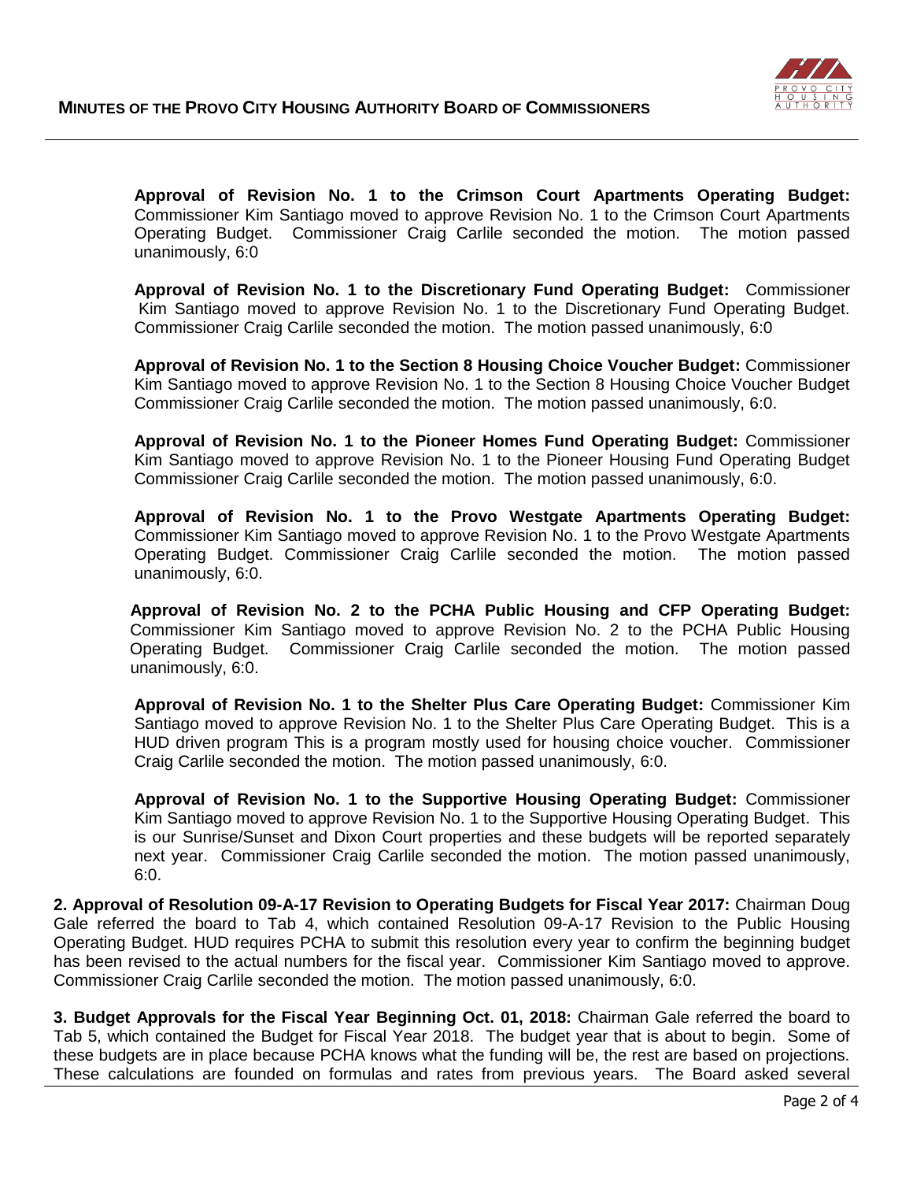**Approval of Revision No. 1 to the Crimson Court Apartments Operating Budget:** Commissioner Kim Santiago moved to approve Revision No. 1 to the Crimson Court Apartments Operating Budget. Commissioner Craig Carlile seconded the motion. The motion passed unanimously, 6:0

**Approval of Revision No. 1 to the Discretionary Fund Operating Budget:** Commissioner Kim Santiago moved to approve Revision No. 1 to the Discretionary Fund Operating Budget. Commissioner Craig Carlile seconded the motion. The motion passed unanimously, 6:0

**Approval of Revision No. 1 to the Section 8 Housing Choice Voucher Budget:** Commissioner Kim Santiago moved to approve Revision No. 1 to the Section 8 Housing Choice Voucher Budget Commissioner Craig Carlile seconded the motion. The motion passed unanimously, 6:0.

**Approval of Revision No. 1 to the Pioneer Homes Fund Operating Budget:** Commissioner Kim Santiago moved to approve Revision No. 1 to the Pioneer Housing Fund Operating Budget Commissioner Craig Carlile seconded the motion. The motion passed unanimously, 6:0.

**Approval of Revision No. 1 to the Provo Westgate Apartments Operating Budget:** Commissioner Kim Santiago moved to approve Revision No. 1 to the Provo Westgate Apartments Operating Budget. Commissioner Craig Carlile seconded the motion. The motion passed unanimously, 6:0.

**Approval of Revision No. 2 to the PCHA Public Housing and CFP Operating Budget:** Commissioner Kim Santiago moved to approve Revision No. 2 to the PCHA Public Housing Operating Budget. Commissioner Craig Carlile seconded the motion. The motion passed unanimously, 6:0.

**Approval of Revision No. 1 to the Shelter Plus Care Operating Budget:** Commissioner Kim Santiago moved to approve Revision No. 1 to the Shelter Plus Care Operating Budget. This is a HUD driven program This is a program mostly used for housing choice voucher. Commissioner Craig Carlile seconded the motion. The motion passed unanimously, 6:0.

**Approval of Revision No. 1 to the Supportive Housing Operating Budget:** Commissioner Kim Santiago moved to approve Revision No. 1 to the Supportive Housing Operating Budget. This is our Sunrise/Sunset and Dixon Court properties and these budgets will be reported separately next year. Commissioner Craig Carlile seconded the motion. The motion passed unanimously, 6:0.

**2. Approval of Resolution 09-A-17 Revision to Operating Budgets for Fiscal Year 2017:** Chairman Doug Gale referred the board to Tab 4, which contained Resolution 09-A-17 Revision to the Public Housing Operating Budget. HUD requires PCHA to submit this resolution every year to confirm the beginning budget has been revised to the actual numbers for the fiscal year. Commissioner Kim Santiago moved to approve. Commissioner Craig Carlile seconded the motion. The motion passed unanimously, 6:0.

**3. Budget Approvals for the Fiscal Year Beginning Oct. 01, 2018:** Chairman Gale referred the board to Tab 5, which contained the Budget for Fiscal Year 2018. The budget year that is about to begin. Some of these budgets are in place because PCHA knows what the funding will be, the rest are based on projections. These calculations are founded on formulas and rates from previous years. The Board asked several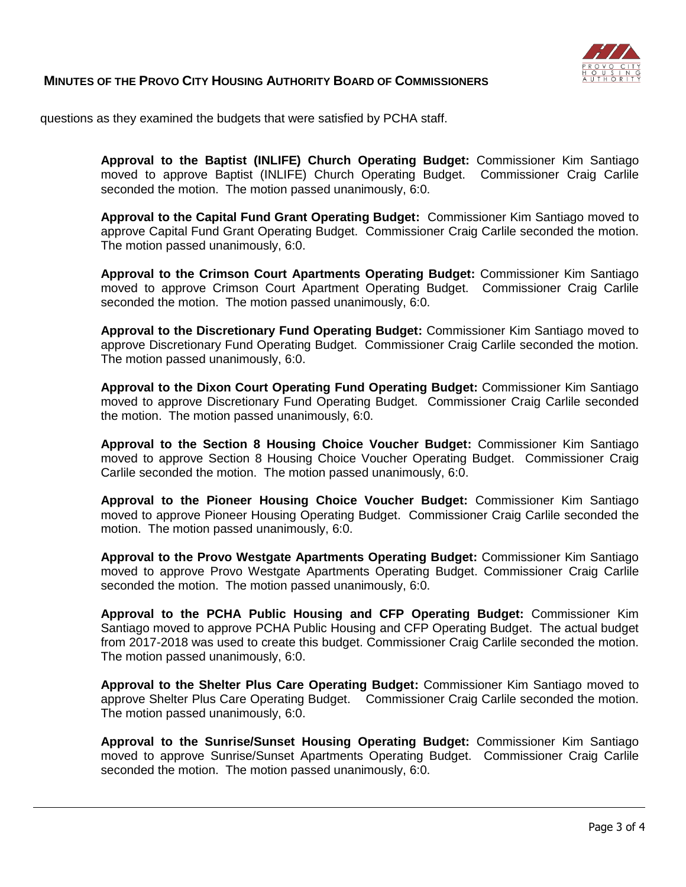questions as they examined the budgets that were satisfied by PCHA staff.

**Approval to the Baptist (INLIFE) Church Operating Budget:** Commissioner Kim Santiago moved to approve Baptist (INLIFE) Church Operating Budget. Commissioner Craig Carlile seconded the motion. The motion passed unanimously, 6:0.

**Approval to the Capital Fund Grant Operating Budget:** Commissioner Kim Santiago moved to approve Capital Fund Grant Operating Budget. Commissioner Craig Carlile seconded the motion. The motion passed unanimously, 6:0.

**Approval to the Crimson Court Apartments Operating Budget:** Commissioner Kim Santiago moved to approve Crimson Court Apartment Operating Budget. Commissioner Craig Carlile seconded the motion. The motion passed unanimously, 6:0.

**Approval to the Discretionary Fund Operating Budget:** Commissioner Kim Santiago moved to approve Discretionary Fund Operating Budget. Commissioner Craig Carlile seconded the motion. The motion passed unanimously, 6:0.

**Approval to the Dixon Court Operating Fund Operating Budget:** Commissioner Kim Santiago moved to approve Discretionary Fund Operating Budget. Commissioner Craig Carlile seconded the motion. The motion passed unanimously, 6:0.

**Approval to the Section 8 Housing Choice Voucher Budget:** Commissioner Kim Santiago moved to approve Section 8 Housing Choice Voucher Operating Budget. Commissioner Craig Carlile seconded the motion. The motion passed unanimously, 6:0.

**Approval to the Pioneer Housing Choice Voucher Budget:** Commissioner Kim Santiago moved to approve Pioneer Housing Operating Budget. Commissioner Craig Carlile seconded the motion. The motion passed unanimously, 6:0.

**Approval to the Provo Westgate Apartments Operating Budget:** Commissioner Kim Santiago moved to approve Provo Westgate Apartments Operating Budget. Commissioner Craig Carlile seconded the motion. The motion passed unanimously, 6:0.

**Approval to the PCHA Public Housing and CFP Operating Budget:** Commissioner Kim Santiago moved to approve PCHA Public Housing and CFP Operating Budget. The actual budget from 2017-2018 was used to create this budget. Commissioner Craig Carlile seconded the motion. The motion passed unanimously, 6:0.

**Approval to the Shelter Plus Care Operating Budget:** Commissioner Kim Santiago moved to approve Shelter Plus Care Operating Budget. Commissioner Craig Carlile seconded the motion. The motion passed unanimously, 6:0.

**Approval to the Sunrise/Sunset Housing Operating Budget:** Commissioner Kim Santiago moved to approve Sunrise/Sunset Apartments Operating Budget. Commissioner Craig Carlile seconded the motion. The motion passed unanimously, 6:0.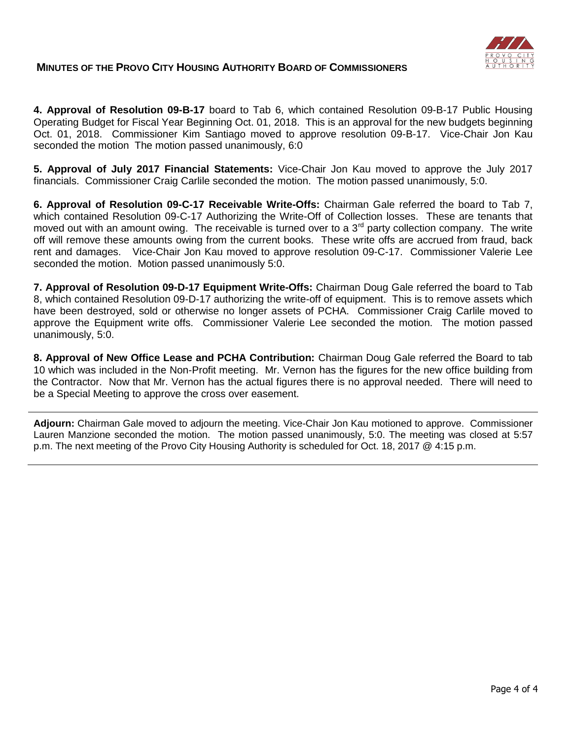**4. Approval of Resolution 09-B-17** board to Tab 6, which contained Resolution 09-B-17 Public Housing Operating Budget for Fiscal Year Beginning Oct. 01, 2018. This is an approval for the new budgets beginning Oct. 01, 2018. Commissioner Kim Santiago moved to approve resolution 09-B-17. Vice-Chair Jon Kau seconded the motion The motion passed unanimously, 6:0

**5. Approval of July 2017 Financial Statements:** Vice-Chair Jon Kau moved to approve the July 2017 financials. Commissioner Craig Carlile seconded the motion. The motion passed unanimously, 5:0.

**6. Approval of Resolution 09-C-17 Receivable Write-Offs:** Chairman Gale referred the board to Tab 7, which contained Resolution 09-C-17 Authorizing the Write-Off of Collection losses. These are tenants that moved out with an amount owing. The receivable is turned over to a 3rd party collection company. The write off will remove these amounts owing from the current books. These write offs are accrued from fraud, back rent and damages. Vice-Chair Jon Kau moved to approve resolution 09-C-17. Commissioner Valerie Lee seconded the motion. Motion passed unanimously 5:0.

**7. Approval of Resolution 09-D-17 Equipment Write-Offs:** Chairman Doug Gale referred the board to Tab 8, which contained Resolution 09-D-17 authorizing the write-off of equipment. This is to remove assets which have been destroyed, sold or otherwise no longer assets of PCHA. Commissioner Craig Carlile moved to approve the Equipment write offs. Commissioner Valerie Lee seconded the motion. The motion passed unanimously, 5:0.

**8. Approval of New Office Lease and PCHA Contribution:** Chairman Doug Gale referred the Board to tab 10 which was included in the Non-Profit meeting. Mr. Vernon has the figures for the new office building from the Contractor. Now that Mr. Vernon has the actual figures there is no approval needed. There will need to be a Special Meeting to approve the cross over easement.

---

**Adjourn:** Chairman Gale moved to adjourn the meeting. Vice-Chair Jon Kau motioned to approve. Commissioner Lauren Manzione seconded the motion. The motion passed unanimously, 5:0. The meeting was closed at 5:57 p.m. The next meeting of the Provo City Housing Authority is scheduled for Oct. 18, 2017 @ 4:15 p.m.

---